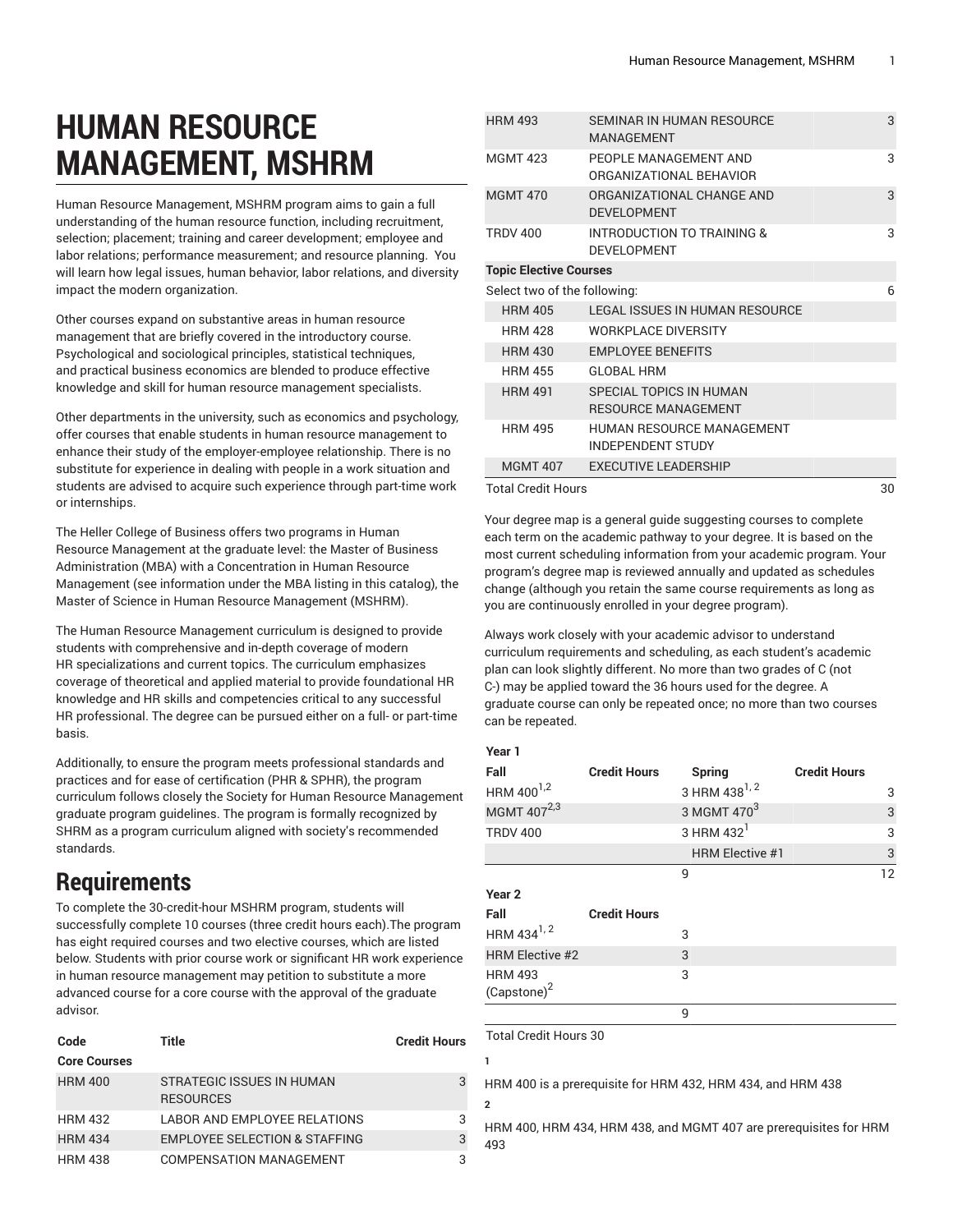# HUMAN RESOURCE MANAGEMENT, MSHRM

Human Resource Management, MSHRM program aims to gain a full understanding of the human resource function, including recruitment, selection; placement; training and career development; employee and labor relations; performance measurement; and resource planning. You will learn how legal issues, human behavior, labor relations, and diversity impact the modern organization.

Other courses expand on substantive areas in human resource management that are briefly covered in the introductory course. Psychological and sociological principles, statistical techniques, and practical business economics are blended to produce effective knowledge and skill for human resource management specialists.

Other departments in the university, such as economics and psychology, offer courses that enable students in human resource management to enhance their study of the employer-employee relationship. There is no substitute for experience in dealing with people in a work situation and students are advised to acquire such experience through part-time work or internships.

The Heller College of Business offers two programs in Human Resource Management at the graduate level: the Master of Business Administration (MBA) with a Concentration in Human Resource Management (see information under the MBA listing in this catalog), the Master of Science in Human Resource Management (MSHRM).

The Human Resource Management curriculum is designed to provide students with comprehensive and in-depth coverage of modern HR specializations and current topics. The curriculum emphasizes coverage of theoretical and applied material to provide foundational HR knowledge and HR skills and competencies critical to any successful HR professional. The degree can be pursued either on a full- or part-time basis.

Additionally, to ensure the program meets professional standards and practices and for ease of certification (PHR & SPHR), the program curriculum follows closely the Society for Human Resource Management graduate program guidelines. The program is formally recognized by SHRM as a program curriculum aligned with society's recommended standards.

## Requirements

To complete the 30-credit-hour MSHRM program, students will successfully complete 10 courses (three credit hours each).The program has eight required courses and two elective courses, which are listed below. Students with prior course work or significant HR work experience in human resource management may petition to substitute a more advanced course for a core course with the approval of the graduate advisor.

| Code | Title | Credit Hours |
|---|---|---|
| **Core Courses** | | |
| HRM 400 | STRATEGIC ISSUES IN HUMAN RESOURCES | 3 |
| HRM 432 | LABOR AND EMPLOYEE RELATIONS | 3 |
| HRM 434 | EMPLOYEE SELECTION & STAFFING | 3 |
| HRM 438 | COMPENSATION MANAGEMENT | 3 |
| HRM 493 | SEMINAR IN HUMAN RESOURCE MANAGEMENT | 3 |
| MGMT 423 | PEOPLE MANAGEMENT AND ORGANIZATIONAL BEHAVIOR | 3 |
| MGMT 470 | ORGANIZATIONAL CHANGE AND DEVELOPMENT | 3 |
| TRDV 400 | INTRODUCTION TO TRAINING & DEVELOPMENT | 3 |
| **Topic Elective Courses** | | |
| Select two of the following: | | 6 |
| HRM 405 | LEGAL ISSUES IN HUMAN RESOURCE | |
| HRM 428 | WORKPLACE DIVERSITY | |
| HRM 430 | EMPLOYEE BENEFITS | |
| HRM 455 | GLOBAL HRM | |
| HRM 491 | SPECIAL TOPICS IN HUMAN RESOURCE MANAGEMENT | |
| HRM 495 | HUMAN RESOURCE MANAGEMENT INDEPENDENT STUDY | |
| MGMT 407 | EXECUTIVE LEADERSHIP | |
| Total Credit Hours | | 30 |

Your degree map is a general guide suggesting courses to complete each term on the academic pathway to your degree. It is based on the most current scheduling information from your academic program. Your program's degree map is reviewed annually and updated as schedules change (although you retain the same course requirements as long as you are continuously enrolled in your degree program).

Always work closely with your academic advisor to understand curriculum requirements and scheduling, as each student's academic plan can look slightly different. No more than two grades of C (not C-) may be applied toward the 36 hours used for the degree. A graduate course can only be repeated once; no more than two courses can be repeated.

| Year 1 | | | |
|---|---|---|---|
| **Fall** | **Credit Hours** | **Spring** | **Credit Hours** |
| HRM 400[1,2] | 3 | HRM 438[1,2] | 3 |
| MGMT 407[2,3] | 3 | MGMT 470[3] | 3 |
| TRDV 400 | 3 | HRM 432[1] | 3 |
| | | HRM Elective #1 | 3 |
| | 9 | | 12 |

| Year 2 | |
|---|---|
| **Fall** | **Credit Hours** |
| HRM 434[1,2] | 3 |
| HRM Elective #2 | 3 |
| HRM 493 (Capstone)[2] | 3 |
| | 9 |

Total Credit Hours 30

1

HRM 400 is a prerequisite for HRM 432, HRM 434, and HRM 438

2

HRM 400, HRM 434, HRM 438, and MGMT 407 are prerequisites for HRM 493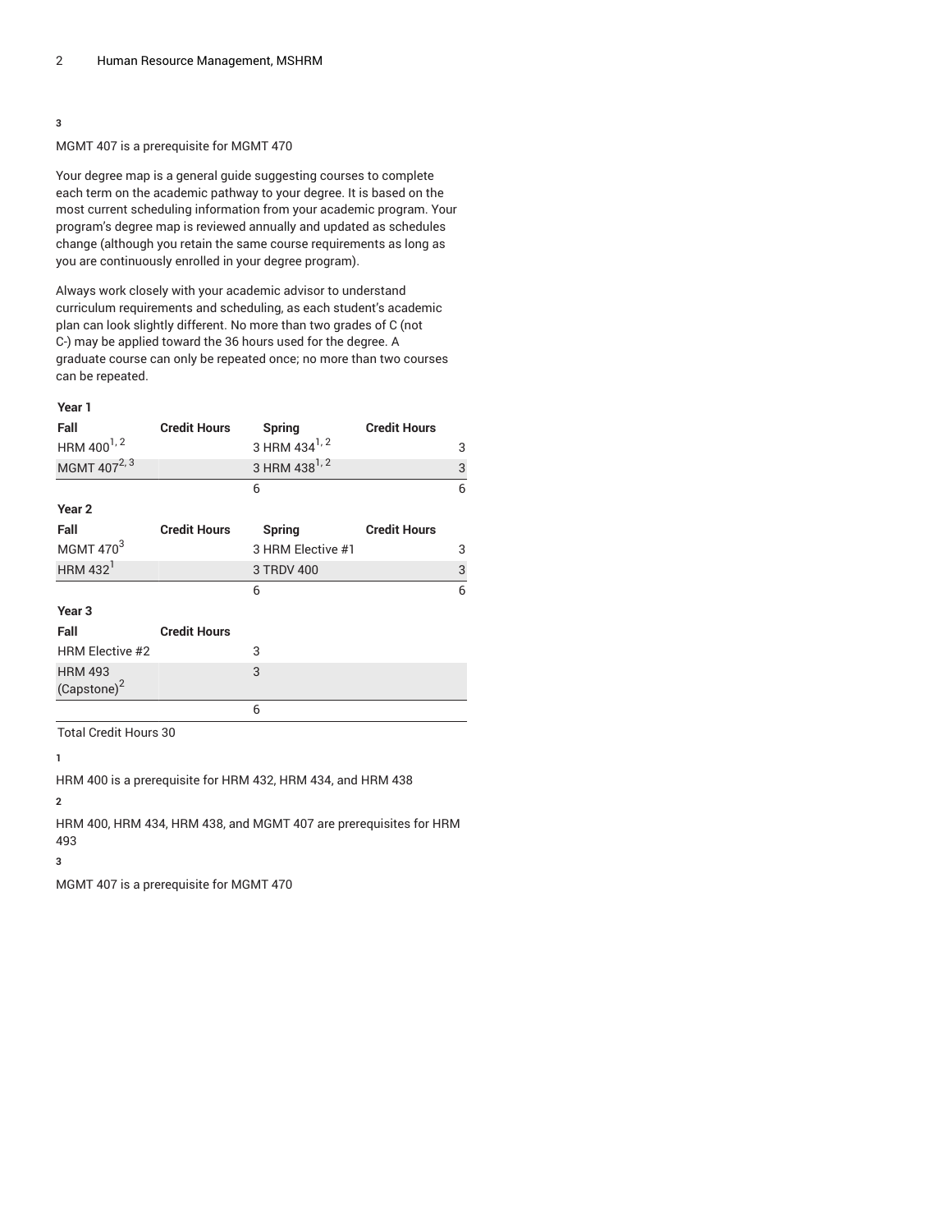3

MGMT 407 is a prerequisite for MGMT 470

Your degree map is a general guide suggesting courses to complete each term on the academic pathway to your degree. It is based on the most current scheduling information from your academic program. Your program's degree map is reviewed annually and updated as schedules change (although you retain the same course requirements as long as you are continuously enrolled in your degree program).

Always work closely with your academic advisor to understand curriculum requirements and scheduling, as each student's academic plan can look slightly different. No more than two grades of C (not C-) may be applied toward the 36 hours used for the degree. A graduate course can only be repeated once; no more than two courses can be repeated.

**Year 1**

| Fall | Credit Hours | Spring | Credit Hours |
|---|---|---|---|
| HRM 400[1, 2] | 3 | HRM 434[1, 2] | 3 |
| MGMT 407[2, 3] | 3 | HRM 438[1, 2] | 3 |
| | 6 | | 6 |

**Year 2**

| Fall | Credit Hours | Spring | Credit Hours |
|---|---|---|---|
| MGMT 470[3] | 3 | HRM Elective #1 | 3 |
| HRM 432[1] | 3 | TRDV 400 | 3 |
| | 6 | | 6 |

**Year 3**

| Fall | Credit Hours |
|---|---|
| HRM Elective #2 | 3 |
| HRM 493 (Capstone)[2] | 3 |
| | 6 |

Total Credit Hours 30

1

HRM 400 is a prerequisite for HRM 432, HRM 434, and HRM 438

2

HRM 400, HRM 434, HRM 438, and MGMT 407 are prerequisites for HRM 493

3

MGMT 407 is a prerequisite for MGMT 470